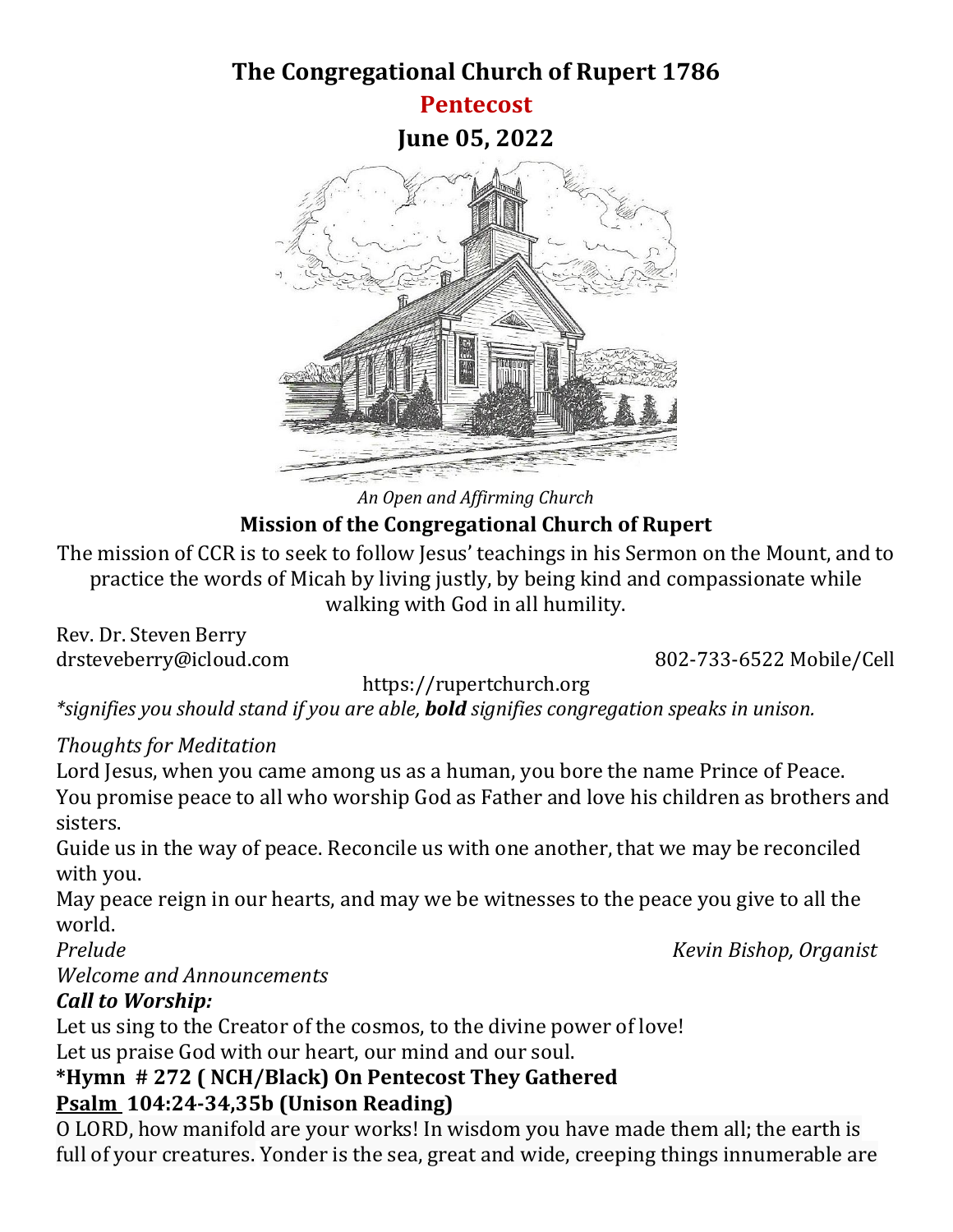# The Congregational Church of Rupert 1786

## Pentecost

## June 05, 2022

*An Open and Affirming Church*

**Mission of the Congregational Church of Rupert**

The mission of CCR is to seek to follow Jesus' teachings in his Sermon on the Mount, and to practice the words of Micah by living justly, by being kind and compassionate while walking with God in all humility.

Rev. Dr. Steven Berry
drsteveberry@icloud.com 802-733-6522 Mobile/Cell

https://rupertchurch.org

*\*signifies you should stand if you are able, **bold** signifies congregation speaks in unison.*

*Thoughts for Meditation*

Lord Jesus, when you came among us as a human, you bore the name Prince of Peace.
You promise peace to all who worship God as Father and love his children as brothers and sisters.
Guide us in the way of peace. Reconcile us with one another, that we may be reconciled with you.
May peace reign in our hearts, and may we be witnesses to the peace you give to all the world.

*Prelude* *Kevin Bishop, Organist*

*Welcome and Announcements*

***Call to Worship:***

Let us sing to the Creator of the cosmos, to the divine power of love!
Let us praise God with our heart, our mind and our soul.

**\*Hymn # 272 ( NCH/Black) On Pentecost They Gathered**

**Psalm 104:24-34,35b (Unison Reading)**

O LORD, how manifold are your works! In wisdom you have made them all; the earth is full of your creatures. Yonder is the sea, great and wide, creeping things innumerable are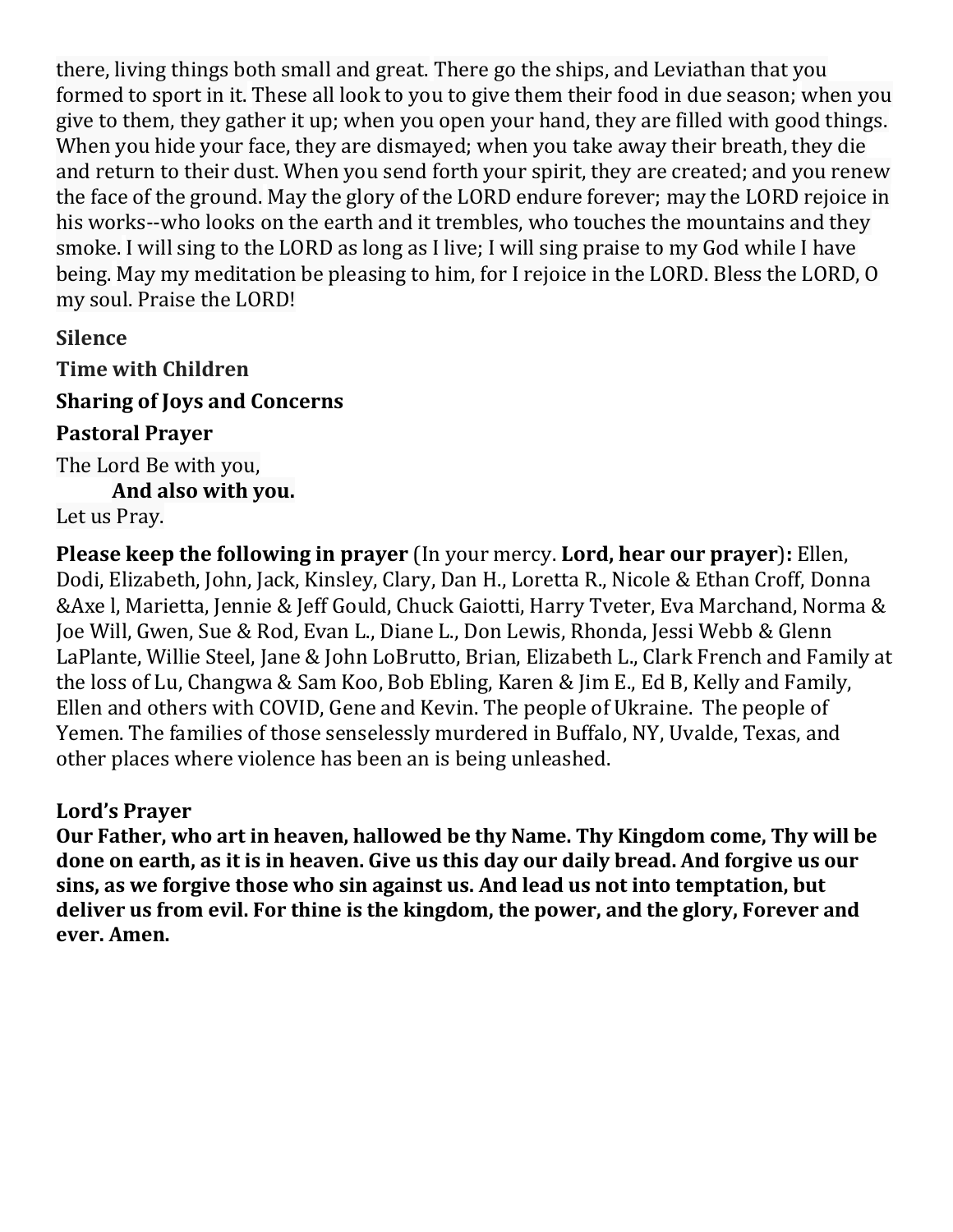there, living things both small and great. There go the ships, and Leviathan that you formed to sport in it. These all look to you to give them their food in due season; when you give to them, they gather it up; when you open your hand, they are filled with good things. When you hide your face, they are dismayed; when you take away their breath, they die and return to their dust. When you send forth your spirit, they are created; and you renew the face of the ground. May the glory of the LORD endure forever; may the LORD rejoice in his works--who looks on the earth and it trembles, who touches the mountains and they smoke. I will sing to the LORD as long as I live; I will sing praise to my God while I have being. May my meditation be pleasing to him, for I rejoice in the LORD. Bless the LORD, O my soul. Praise the LORD!

**Silence**

**Time with Children**

**Sharing of Joys and Concerns**

**Pastoral Prayer**

The Lord Be with you,

**And also with you.**

Let us Pray.

**Please keep the following in prayer** (In your mercy. **Lord, hear our prayer**)**:** Ellen, Dodi, Elizabeth, John, Jack, Kinsley, Clary, Dan H., Loretta R., Nicole & Ethan Croff, Donna &Axe l, Marietta, Jennie & Jeff Gould, Chuck Gaiotti, Harry Tveter, Eva Marchand, Norma & Joe Will, Gwen, Sue & Rod, Evan L., Diane L., Don Lewis, Rhonda, Jessi Webb & Glenn LaPlante, Willie Steel, Jane & John LoBrutto, Brian, Elizabeth L., Clark French and Family at the loss of Lu, Changwa & Sam Koo, Bob Ebling, Karen & Jim E., Ed B, Kelly and Family, Ellen and others with COVID, Gene and Kevin. The people of Ukraine. The people of Yemen. The families of those senselessly murdered in Buffalo, NY, Uvalde, Texas, and other places where violence has been an is being unleashed.

**Lord's Prayer**

**Our Father, who art in heaven, hallowed be thy Name. Thy Kingdom come, Thy will be done on earth, as it is in heaven. Give us this day our daily bread. And forgive us our sins, as we forgive those who sin against us. And lead us not into temptation, but deliver us from evil. For thine is the kingdom, the power, and the glory, Forever and ever. Amen.**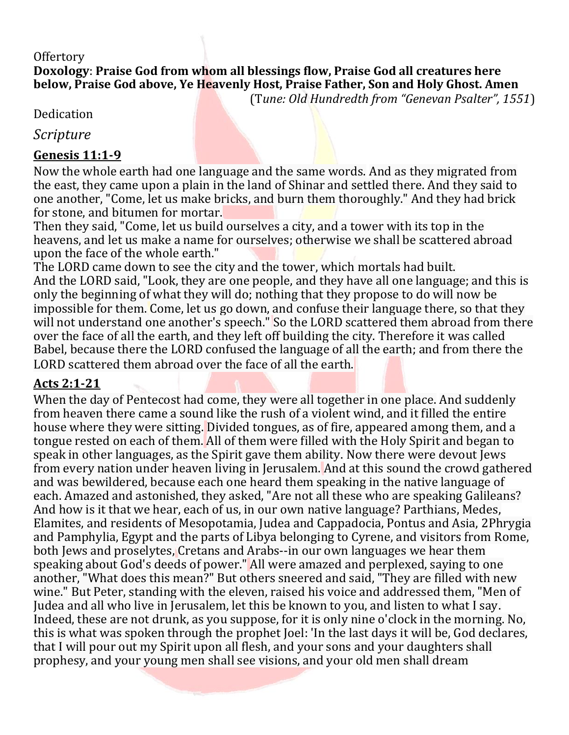Offertory

**Doxology**: **Praise God from whom all blessings flow, Praise God all creatures here below, Praise God above, Ye Heavenly Host, Praise Father, Son and Holy Ghost. Amen**

(T*une: Old Hundredth from "Genevan Psalter", 1551*)

Dedication

*Scripture*

**Genesis 11:1-9**

Now the whole earth had one language and the same words. And as they migrated from the east, they came upon a plain in the land of Shinar and settled there. And they said to one another, "Come, let us make bricks, and burn them thoroughly." And they had brick for stone, and bitumen for mortar.
Then they said, "Come, let us build ourselves a city, and a tower with its top in the heavens, and let us make a name for ourselves; otherwise we shall be scattered abroad upon the face of the whole earth."
The LORD came down to see the city and the tower, which mortals had built.
And the LORD said, "Look, they are one people, and they have all one language; and this is only the beginning of what they will do; nothing that they propose to do will now be impossible for them. Come, let us go down, and confuse their language there, so that they will not understand one another's speech." So the LORD scattered them abroad from there over the face of all the earth, and they left off building the city. Therefore it was called Babel, because there the LORD confused the language of all the earth; and from there the LORD scattered them abroad over the face of all the earth.

**Acts 2:1-21**

When the day of Pentecost had come, they were all together in one place. And suddenly from heaven there came a sound like the rush of a violent wind, and it filled the entire house where they were sitting. Divided tongues, as of fire, appeared among them, and a tongue rested on each of them. All of them were filled with the Holy Spirit and began to speak in other languages, as the Spirit gave them ability. Now there were devout Jews from every nation under heaven living in Jerusalem. And at this sound the crowd gathered and was bewildered, because each one heard them speaking in the native language of each. Amazed and astonished, they asked, "Are not all these who are speaking Galileans? And how is it that we hear, each of us, in our own native language? Parthians, Medes, Elamites, and residents of Mesopotamia, Judea and Cappadocia, Pontus and Asia, 2Phrygia and Pamphylia, Egypt and the parts of Libya belonging to Cyrene, and visitors from Rome, both Jews and proselytes, Cretans and Arabs--in our own languages we hear them speaking about God's deeds of power." All were amazed and perplexed, saying to one another, "What does this mean?" But others sneered and said, "They are filled with new wine." But Peter, standing with the eleven, raised his voice and addressed them, "Men of Judea and all who live in Jerusalem, let this be known to you, and listen to what I say. Indeed, these are not drunk, as you suppose, for it is only nine o'clock in the morning. No, this is what was spoken through the prophet Joel: 'In the last days it will be, God declares, that I will pour out my Spirit upon all flesh, and your sons and your daughters shall prophesy, and your young men shall see visions, and your old men shall dream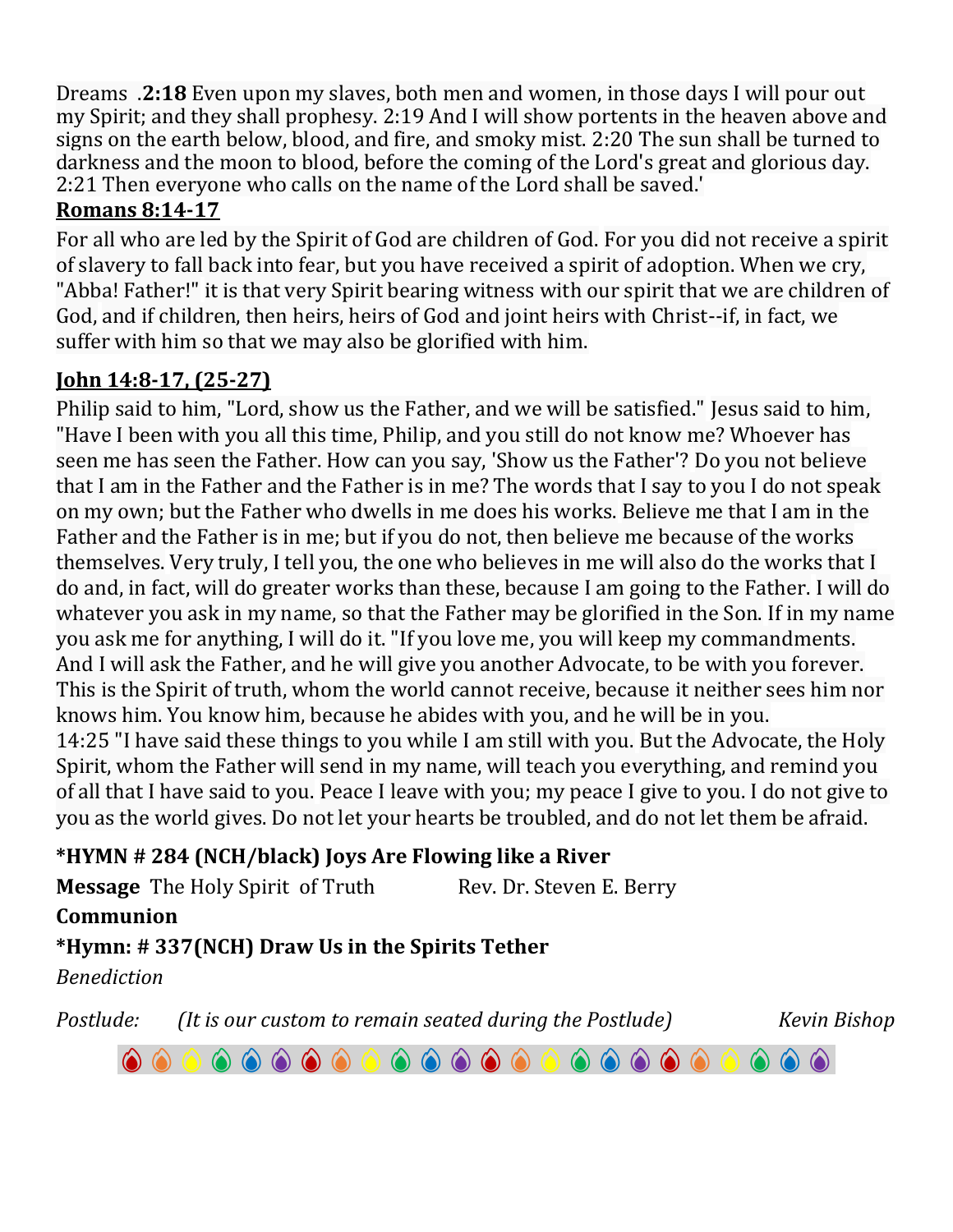Dreams .**2:18** Even upon my slaves, both men and women, in those days I will pour out my Spirit; and they shall prophesy. 2:19 And I will show portents in the heaven above and signs on the earth below, blood, and fire, and smoky mist. 2:20 The sun shall be turned to darkness and the moon to blood, before the coming of the Lord's great and glorious day. 2:21 Then everyone who calls on the name of the Lord shall be saved.'

**Romans 8:14-17**

For all who are led by the Spirit of God are children of God. For you did not receive a spirit of slavery to fall back into fear, but you have received a spirit of adoption. When we cry, "Abba! Father!" it is that very Spirit bearing witness with our spirit that we are children of God, and if children, then heirs, heirs of God and joint heirs with Christ--if, in fact, we suffer with him so that we may also be glorified with him.

**John 14:8-17, (25-27)**

Philip said to him, "Lord, show us the Father, and we will be satisfied." Jesus said to him, "Have I been with you all this time, Philip, and you still do not know me? Whoever has seen me has seen the Father. How can you say, 'Show us the Father'? Do you not believe that I am in the Father and the Father is in me? The words that I say to you I do not speak on my own; but the Father who dwells in me does his works. Believe me that I am in the Father and the Father is in me; but if you do not, then believe me because of the works themselves. Very truly, I tell you, the one who believes in me will also do the works that I do and, in fact, will do greater works than these, because I am going to the Father. I will do whatever you ask in my name, so that the Father may be glorified in the Son. If in my name you ask me for anything, I will do it. "If you love me, you will keep my commandments. And I will ask the Father, and he will give you another Advocate, to be with you forever. This is the Spirit of truth, whom the world cannot receive, because it neither sees him nor knows him. You know him, because he abides with you, and he will be in you.
14:25 "I have said these things to you while I am still with you. But the Advocate, the Holy Spirit, whom the Father will send in my name, will teach you everything, and remind you of all that I have said to you. Peace I leave with you; my peace I give to you. I do not give to you as the world gives. Do not let your hearts be troubled, and do not let them be afraid.

**\*HYMN # 284 (NCH/black) Joys Are Flowing like a River**

**Message** The Holy Spirit of Truth Rev. Dr. Steven E. Berry

**Communion**

**\*Hymn: # 337(NCH) Draw Us in the Spirits Tether**

*Benediction*

*Postlude: (It is our custom to remain seated during the Postlude) Kevin Bishop*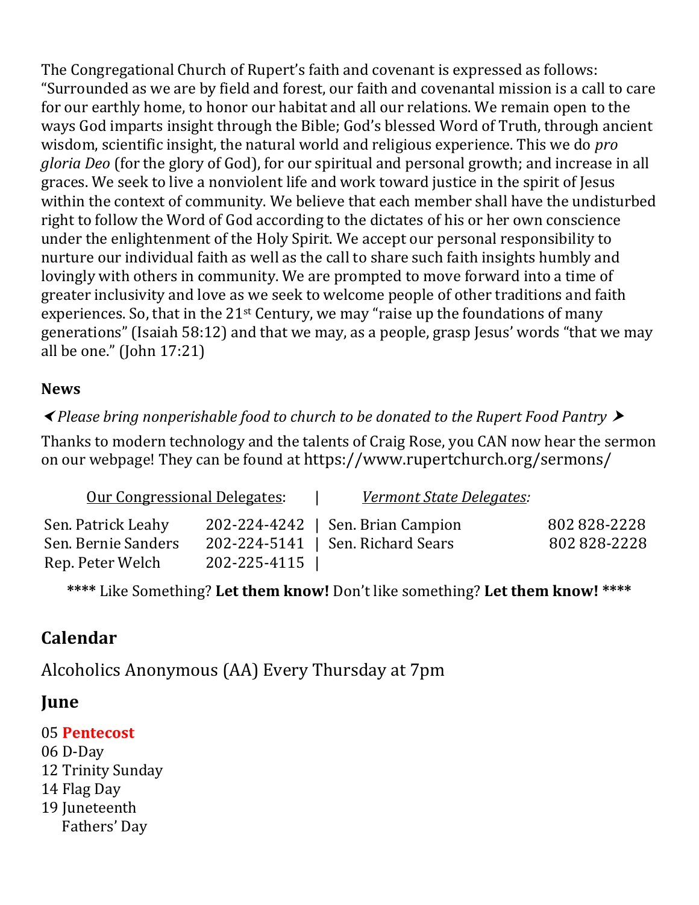The Congregational Church of Rupert's faith and covenant is expressed as follows: "Surrounded as we are by field and forest, our faith and covenantal mission is a call to care for our earthly home, to honor our habitat and all our relations. We remain open to the ways God imparts insight through the Bible; God's blessed Word of Truth, through ancient wisdom, scientific insight, the natural world and religious experience. This we do *pro gloria Deo* (for the glory of God), for our spiritual and personal growth; and increase in all graces. We seek to live a nonviolent life and work toward justice in the spirit of Jesus within the context of community. We believe that each member shall have the undisturbed right to follow the Word of God according to the dictates of his or her own conscience under the enlightenment of the Holy Spirit. We accept our personal responsibility to nurture our individual faith as well as the call to share such faith insights humbly and lovingly with others in community. We are prompted to move forward into a time of greater inclusivity and love as we seek to welcome people of other traditions and faith experiences. So, that in the 21st Century, we may "raise up the foundations of many generations" (Isaiah 58:12) and that we may, as a people, grasp Jesus' words "that we may all be one." (John 17:21)

**News**

➤ *Please bring nonperishable food to church to be donated to the Rupert Food Pantry* ➤

Thanks to modern technology and the talents of Craig Rose, you CAN now hear the sermon on our webpage! They can be found at https://www.rupertchurch.org/sermons/

| Our Congressional Delegates: | | *Vermont State Delegates:* | |
|---|---|---|---|
| Sen. Patrick Leahy | 202-224-4242 | Sen. Brian Campion | 802 828-2228 |
| Sen. Bernie Sanders | 202-224-5141 | Sen. Richard Sears | 802 828-2228 |
| Rep. Peter Welch | 202-225-4115 | | |

**\*\*\*\*** Like Something? **Let them know!** Don't like something? **Let them know! \*\*\*\***

## Calendar

Alcoholics Anonymous (AA) Every Thursday at 7pm

## June

05 **Pentecost**
06 D-Day
12 Trinity Sunday
14 Flag Day
19 Juneteenth
Fathers' Day